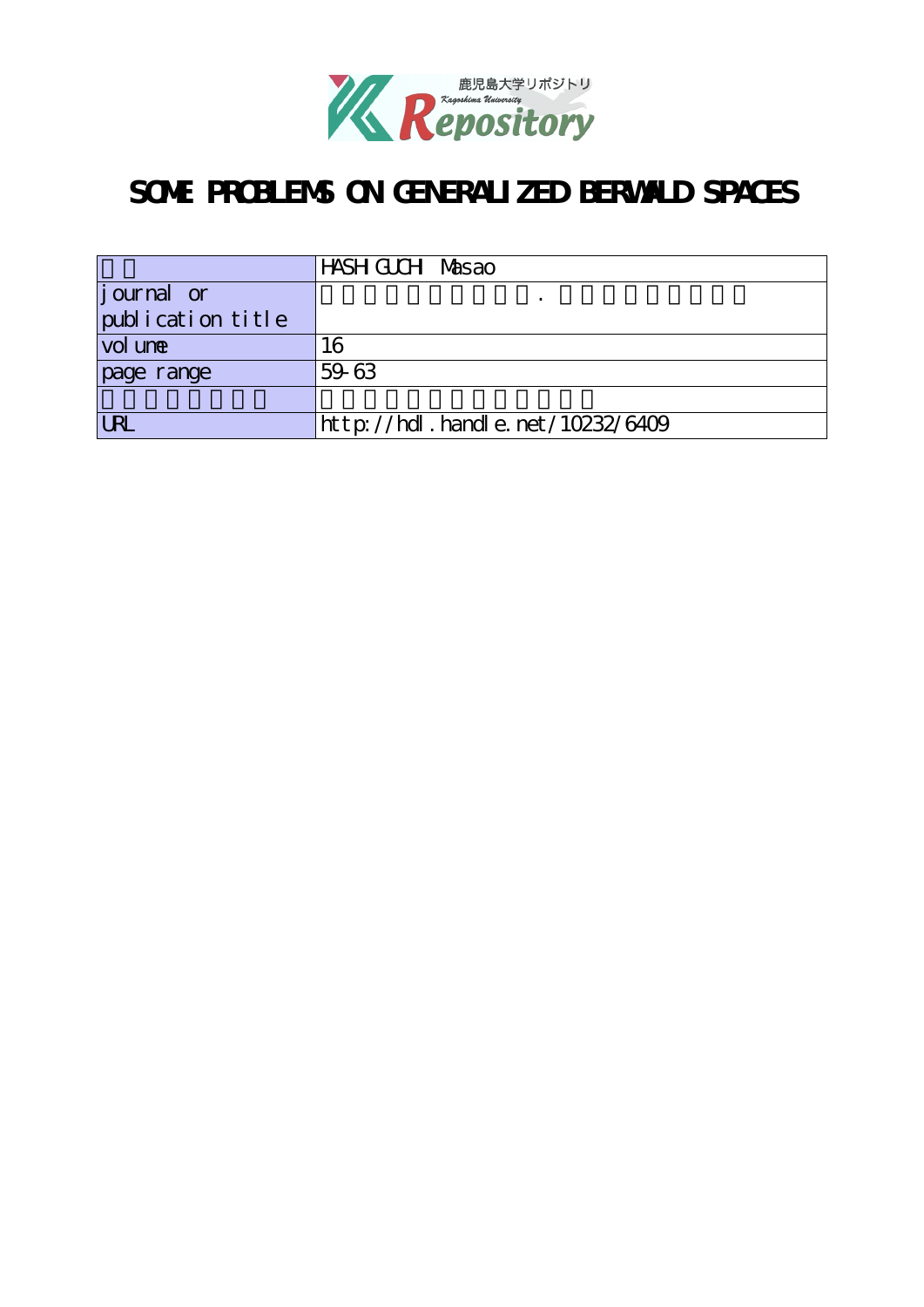# SOME PROBLEMS ON GENERALIZED BERWALD SPACES

| | HASHIGUCHI Masao |
|---|---|
| journal or publication title | |
| volume | 16 |
| page range | 59-63 |
| | |
| URL | http://hdl.handle.net/10232/6409 |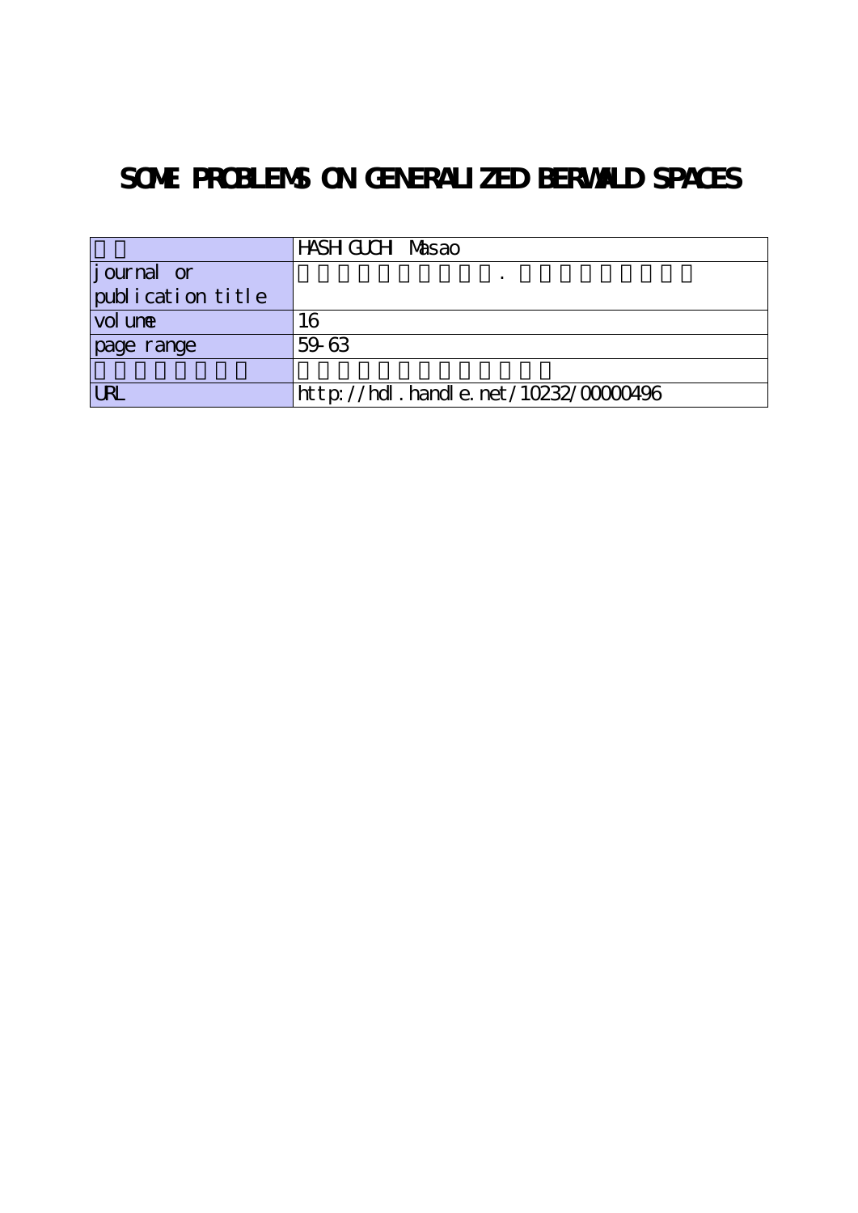# SOME PROBLEMS ON GENERALIZED BERWALD SPACES

| | |
|---|---|
| | HASHIGUCHI Masao |
| journal or publication title | . |
| volume | 16 |
| page range | 59-63 |
| | |
| URL | http://hdl.handle.net/10232/00000496 |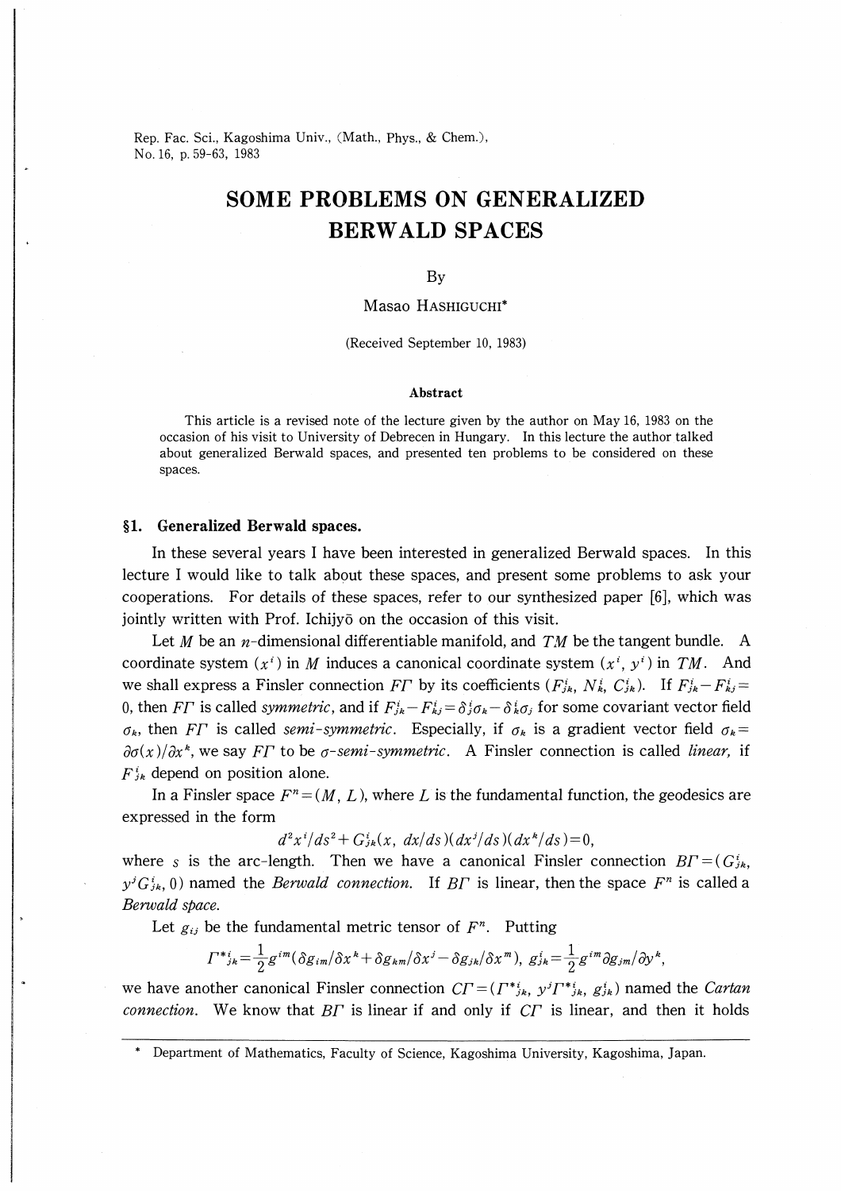# SOME PROBLEMS ON GENERALIZED BERWALD SPACES

By

Masao Hashiguchi*

(Received September 10, 1983)

### Abstract

This article is a revised note of the lecture given by the author on May 16, 1983 on the occasion of his visit to University of Debrecen in Hungary. In this lecture the author talked about generalized Berwald spaces, and presented ten problems to be considered on these spaces.

## §1. Generalized Berwald spaces.

In these several years I have been interested in generalized Berwald spaces. In this lecture I would like to talk about these spaces, and present some problems to ask your cooperations. For details of these spaces, refer to our synthesized paper [6], which was jointly written with Prof. Ichijyō on the occasion of this visit.

Let $M$ be an $n$-dimensional differentiable manifold, and $TM$ be the tangent bundle. A coordinate system $(x^i)$ in $M$ induces a canonical coordinate system $(x^i, y^i)$ in $TM$. And we shall express a Finsler connection $F\Gamma$ by its coefficients $(F^i_{jk}, N^i_k, C^i_{jk})$. If $F^i_{jk} - F^i_{kj} = 0$, then $F\Gamma$ is called *symmetric*, and if $F^i_{jk} - F^i_{kj} = \delta^i_j \sigma_k - \delta^i_k \sigma_j$ for some covariant vector field $\sigma_k$, then $F\Gamma$ is called *semi-symmetric*. Especially, if $\sigma_k$ is a gradient vector field $\sigma_k = \partial\sigma(x)/\partial x^k$, we say $F\Gamma$ to be $\sigma$-*semi-symmetric*. A Finsler connection is called *linear*, if $F^i_{jk}$ depend on position alone.

In a Finsler space $F^n = (M, L)$, where $L$ is the fundamental function, the geodesics are expressed in the form

$$d^2x^i/ds^2 + G^i_{jk}(x,\ dx/ds)(dx^j/ds)(dx^k/ds) = 0,$$

where $s$ is the arc-length. Then we have a canonical Finsler connection $B\Gamma = (G^i_{jk}, y^j G^i_{jk}, 0)$ named the *Berwald connection*. If $B\Gamma$ is linear, then the space $F^n$ is called a *Berwald space*.

Let $g_{ij}$ be the fundamental metric tensor of $F^n$. Putting

$$\Gamma^{*i}_{jk} = \frac{1}{2} g^{im}(\delta g_{im}/\delta x^k + \delta g_{km}/\delta x^j - \delta g_{jk}/\delta x^m),\ g^i_{jk} = \frac{1}{2} g^{im} \partial g_{jm}/\partial y^k,$$

we have another canonical Finsler connection $C\Gamma = (\Gamma^{*i}_{jk}, y^j \Gamma^{*i}_{jk}, g^i_{jk})$ named the *Cartan connection*. We know that $B\Gamma$ is linear if and only if $C\Gamma$ is linear, and then it holds

---

* Department of Mathematics, Faculty of Science, Kagoshima University, Kagoshima, Japan.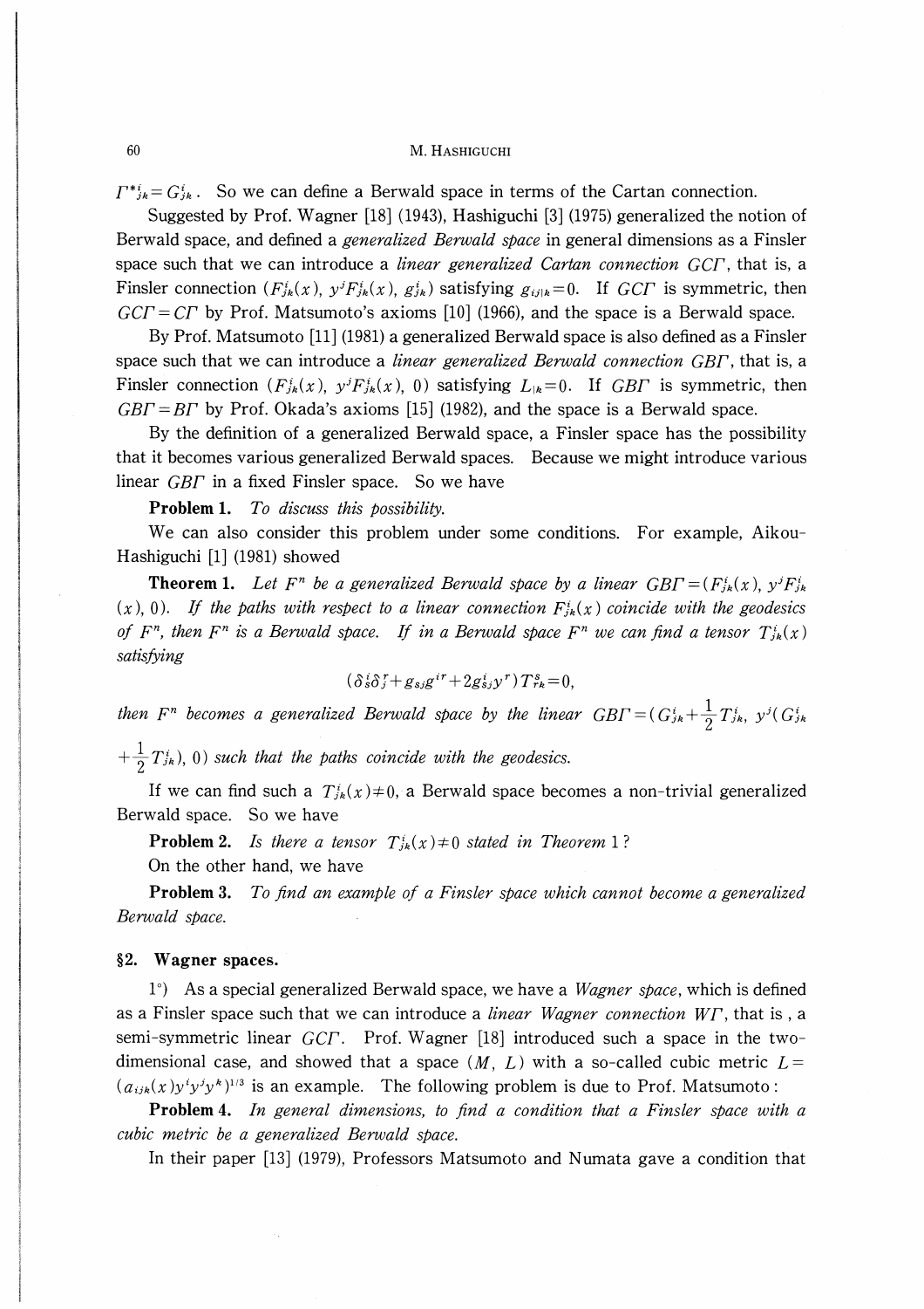$\Gamma^{*i}_{jk} = G^i_{jk}$. So we can define a Berwald space in terms of the Cartan connection.

Suggested by Prof. Wagner [18] (1943), Hashiguchi [3] (1975) generalized the notion of Berwald space, and defined a *generalized Berwald space* in general dimensions as a Finsler space such that we can introduce a *linear generalized Cartan connection* $GC\Gamma$, that is, a Finsler connection $(F^i_{jk}(x),\ y^jF^i_{jk}(x),\ g^i_{jk})$ satisfying $g_{ij|k}=0$. If $GC\Gamma$ is symmetric, then $GC\Gamma = C\Gamma$ by Prof. Matsumoto's axioms [10] (1966), and the space is a Berwald space.

By Prof. Matsumoto [11] (1981) a generalized Berwald space is also defined as a Finsler space such that we can introduce a *linear generalized Berwald connection* $GB\Gamma$, that is, a Finsler connection $(F^i_{jk}(x),\ y^jF^i_{jk}(x),\ 0)$ satisfying $L_{|k}=0$. If $GB\Gamma$ is symmetric, then $GB\Gamma = B\Gamma$ by Prof. Okada's axioms [15] (1982), and the space is a Berwald space.

By the definition of a generalized Berwald space, a Finsler space has the possibility that it becomes various generalized Berwald spaces. Because we might introduce various linear $GB\Gamma$ in a fixed Finsler space. So we have

**Problem 1.** *To discuss this possibility.*

We can also consider this problem under some conditions. For example, Aikou-Hashiguchi [1] (1981) showed

**Theorem 1.** *Let $F^n$ be a generalized Berwald space by a linear $GB\Gamma = (F^i_{jk}(x),\ y^jF^i_{jk}(x),\ 0)$. If the paths with respect to a linear connection $F^i_{jk}(x)$ coincide with the geodesics of $F^n$, then $F^n$ is a Berwald space. If in a Berwald space $F^n$ we can find a tensor $T^i_{jk}(x)$ satisfying*

$$(\delta^i_s\delta^r_j + g_{sj}g^{ir} + 2g^i_{sj}y^r)T^s_{rk}=0,$$

*then $F^n$ becomes a generalized Berwald space by the linear $GB\Gamma = (G^i_{jk}+\frac{1}{2}T^i_{jk},\ y^j(G^i_{jk}+\frac{1}{2}T^i_{jk}),\ 0)$ such that the paths coincide with the geodesics.*

If we can find such a $T^i_{jk}(x)\neq 0$, a Berwald space becomes a non-trivial generalized Berwald space. So we have

**Problem 2.** *Is there a tensor $T^i_{jk}(x)\neq 0$ stated in Theorem 1?*

On the other hand, we have

**Problem 3.** *To find an example of a Finsler space which cannot become a generalized Berwald space.*

## §2. Wagner spaces.

1°) As a special generalized Berwald space, we have a *Wagner space*, which is defined as a Finsler space such that we can introduce a *linear Wagner connection* $W\Gamma$, that is, a semi-symmetric linear $GC\Gamma$. Prof. Wagner [18] introduced such a space in the two-dimensional case, and showed that a space $(M,\ L)$ with a so-called cubic metric $L = (a_{ijk}(x)y^iy^jy^k)^{1/3}$ is an example. The following problem is due to Prof. Matsumoto:

**Problem 4.** *In general dimensions, to find a condition that a Finsler space with a cubic metric be a generalized Berwald space.*

In their paper [13] (1979), Professors Matsumoto and Numata gave a condition that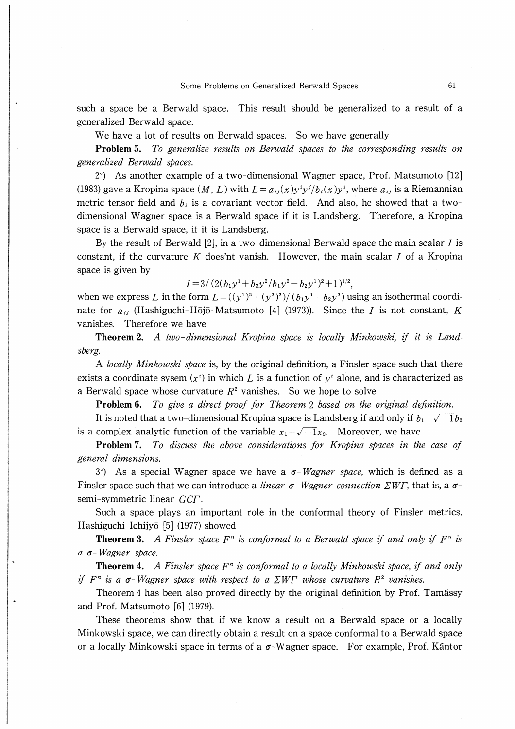such a space be a Berwald space. This result should be generalized to a result of a generalized Berwald space.

We have a lot of results on Berwald spaces. So we have generally

**Problem 5.** *To generalize results on Berwald spaces to the corresponding results on generalized Berwald spaces.*

2°) As another example of a two-dimensional Wagner space, Prof. Matsumoto [12] (1983) gave a Kropina space $(M, L)$ with $L = a_{ij}(x)y^iy^j/b_i(x)y^i$, where $a_{ij}$ is a Riemannian metric tensor field and $b_i$ is a covariant vector field. And also, he showed that a two-dimensional Wagner space is a Berwald space if it is Landsberg. Therefore, a Kropina space is a Berwald space, if it is Landsberg.

By the result of Berwald [2], in a two-dimensional Berwald space the main scalar $I$ is constant, if the curvature $K$ does'nt vanish. However, the main scalar $I$ of a Kropina space is given by

$$I = 3/(2(b_1y^1 + b_2y^2/b_1y^2 - b_2y^1)^2 + 1)^{1/2},$$

when we express $L$ in the form $L = ((y^1)^2 + (y^2)^2)/(b_1y^1 + b_2y^2)$ using an isothermal coordinate for $a_{ij}$ (Hashiguchi-Hōjō-Matsumoto [4] (1973)). Since the $I$ is not constant, $K$ vanishes. Therefore we have

**Theorem 2.** *A two-dimensional Kropina space is locally Minkowski, if it is Landsberg.*

A *locally Minkowski space* is, by the original definition, a Finsler space such that there exists a coordinate sysem $(x^i)$ in which $L$ is a function of $y^i$ alone, and is characterized as a Berwald space whose curvature $R^2$ vanishes. So we hope to solve

**Problem 6.** *To give a direct proof for Theorem 2 based on the original definition.*

It is noted that a two-dimensional Kropina space is Landsberg if and only if $b_1 + \sqrt{-1}b_2$ is a complex analytic function of the variable $x_1 + \sqrt{-1}x_2$. Moreover, we have

**Problem 7.** *To discuss the above considerations for Kropina spaces in the case of general dimensions.*

3°) As a special Wagner space we have a *σ-Wagner space,* which is defined as a Finsler space such that we can introduce a *linear σ-Wagner connection* $\Sigma W\Gamma$, that is, a σ-semi-symmetric linear $GC\Gamma$.

Such a space plays an important role in the conformal theory of Finsler metrics. Hashiguchi-Ichijyō [5] (1977) showed

**Theorem 3.** *A Finsler space $F^n$ is conformal to a Berwald space if and only if $F^n$ is a σ-Wagner space.*

**Theorem 4.** *A Finsler space $F^n$ is conformal to a locally Minkowski space, if and only if $F^n$ is a σ-Wagner space with respect to a $\Sigma W\Gamma$ whose curvature $R^2$ vanishes.*

Theorem 4 has been also proved directly by the original definition by Prof. Tamássy and Prof. Matsumoto [6] (1979).

These theorems show that if we know a result on a Berwald space or a locally Minkowski space, we can directly obtain a result on a space conformal to a Berwald space or a locally Minkowski space in terms of a σ-Wagner space. For example, Prof. Kántor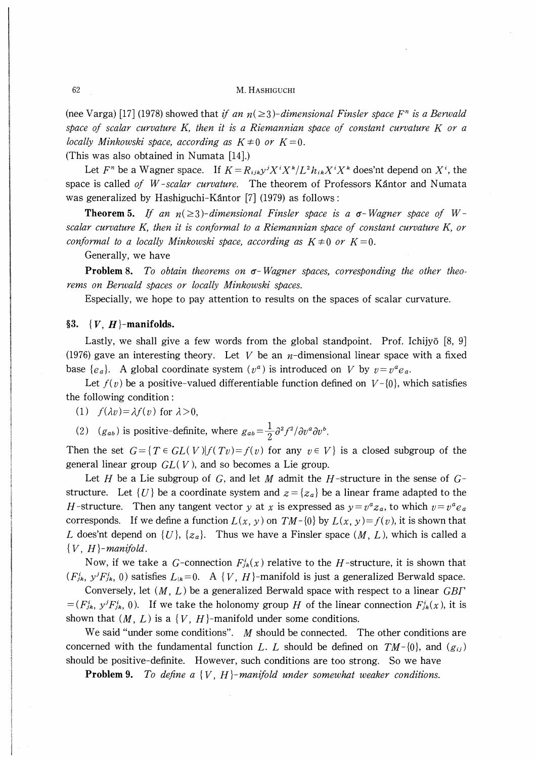(nee Varga) [17] (1978) showed that *if an $n(\geq 3)$-dimensional Finsler space $F^n$ is a Berwald space of scalar curvature $K$, then it is a Riemannian space of constant curvature $K$ or a locally Minkowski space, according as $K \neq 0$ or $K=0$.*
(This was also obtained in Numata [14].)

Let $F^n$ be a Wagner space. If $K = R_{ijk}y^jX^iX^k/L^2h_{ik}X^iX^k$ does'nt depend on $X^i$, the space is called *of W-scalar curvature.* The theorem of Professors Kãntor and Numata was generalized by Hashiguchi-Kãntor [7] (1979) as follows:

**Theorem 5.** *If an $n(\geq 3)$-dimensional Finsler space is a $\sigma$-Wagner space of W-scalar curvature K, then it is conformal to a Riemannian space of constant curvature K, or conformal to a locally Minkowski space, according as $K \neq 0$ or $K=0$.*

Generally, we have

**Problem 8.** *To obtain theorems on $\sigma$-Wagner spaces, corresponding the other theorems on Berwald spaces or locally Minkowski spaces.*

Especially, we hope to pay attention to results on the spaces of scalar curvature.

## §3. $\{V, H\}$-manifolds.

Lastly, we shall give a few words from the global standpoint. Prof. Ichijyō [8, 9] (1976) gave an interesting theory. Let $V$ be an $n$-dimensional linear space with a fixed base $\{e_a\}$. A global coordinate system $(v^a)$ is introduced on $V$ by $v = v^a e_a$.

Let $f(v)$ be a positive-valued differentiable function defined on $V-\{0\}$, which satisfies the following condition:

(1) $f(\lambda v) = \lambda f(v)$ for $\lambda > 0$,

(2) $(g_{ab})$ is positive-definite, where $g_{ab} = \frac{1}{2}\partial^2 f^2/\partial v^a \partial v^b$.

Then the set $G = \{T \in GL(V) | f(Tv) = f(v)$ for any $v \in V\}$ is a closed subgroup of the general linear group $GL(V)$, and so becomes a Lie group.

Let $H$ be a Lie subgroup of $G$, and let $M$ admit the $H$-structure in the sense of $G$-structure. Let $\{U\}$ be a coordinate system and $z = \{z_a\}$ be a linear frame adapted to the $H$-structure. Then any tangent vector $y$ at $x$ is expressed as $y = v^a z_a$, to which $v = v^a e_a$ corresponds. If we define a function $L(x, y)$ on $TM-\{0\}$ by $L(x, y) = f(v)$, it is shown that $L$ does'nt depend on $\{U\}$, $\{z_a\}$. Thus we have a Finsler space $(M, L)$, which is called a *$\{V, H\}$-manifold.*

Now, if we take a $G$-connection $F^i_{jk}(x)$ relative to the $H$-structure, it is shown that $(F^i_{jk}, y^jF^i_{jk}, 0)$ satisfies $L_{|k}=0$. A $\{V, H\}$-manifold is just a generalized Berwald space.

Conversely, let $(M, L)$ be a generalized Berwald space with respect to a linear $GB\Gamma = (F^i_{jk}, y^jF^i_{jk}, 0)$. If we take the holonomy group $H$ of the linear connection $F^i_{jk}(x)$, it is shown that $(M, L)$ is a $\{V, H\}$-manifold under some conditions.

We said "under some conditions". $M$ should be connected. The other conditions are concerned with the fundamental function $L$. $L$ should be defined on $TM-\{0\}$, and $(g_{ij})$ should be positive-definite. However, such conditions are too strong. So we have

**Problem 9.** *To define a $\{V, H\}$-manifold under somewhat weaker conditions.*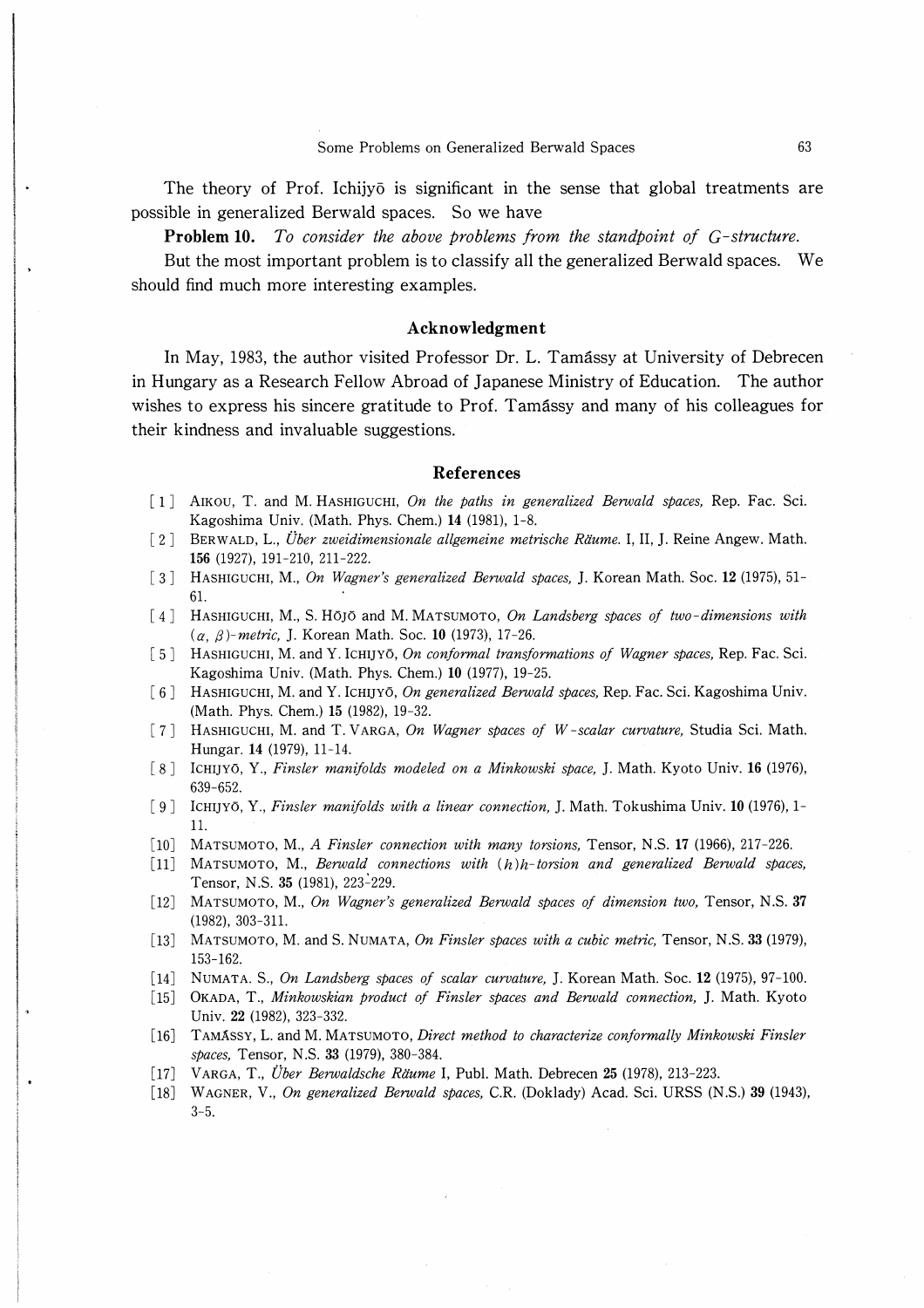The theory of Prof. Ichijyō is significant in the sense that global treatments are possible in generalized Berwald spaces. So we have

**Problem 10.** *To consider the above problems from the standpoint of G-structure.*

But the most important problem is to classify all the generalized Berwald spaces. We should find much more interesting examples.

## Acknowledgment

In May, 1983, the author visited Professor Dr. L. Tamássy at University of Debrecen in Hungary as a Research Fellow Abroad of Japanese Ministry of Education. The author wishes to express his sincere gratitude to Prof. Tamássy and many of his colleagues for their kindness and invaluable suggestions.

## References

[1] Aikou, T. and M. Hashiguchi, *On the paths in generalized Berwald spaces,* Rep. Fac. Sci. Kagoshima Univ. (Math. Phys. Chem.) **14** (1981), 1-8.

[2] Berwald, L., *Über zweidimensionale allgemeine metrische Räume.* I, II, J. Reine Angew. Math. **156** (1927), 191-210, 211-222.

[3] Hashiguchi, M., *On Wagner's generalized Berwald spaces,* J. Korean Math. Soc. **12** (1975), 51-61.

[4] Hashiguchi, M., S. Hōjō and M. Matsumoto, *On Landsberg spaces of two-dimensions with $(\alpha, \beta)$-metric,* J. Korean Math. Soc. **10** (1973), 17-26.

[5] Hashiguchi, M. and Y. Ichijyō, *On conformal transformations of Wagner spaces,* Rep. Fac. Sci. Kagoshima Univ. (Math. Phys. Chem.) **10** (1977), 19-25.

[6] Hashiguchi, M. and Y. Ichijyō, *On generalized Berwald spaces,* Rep. Fac. Sci. Kagoshima Univ. (Math. Phys. Chem.) **15** (1982), 19-32.

[7] Hashiguchi, M. and T. Varga, *On Wagner spaces of W-scalar curvature,* Studia Sci. Math. Hungar. **14** (1979), 11-14.

[8] Ichijyō, Y., *Finsler manifolds modeled on a Minkowski space,* J. Math. Kyoto Univ. **16** (1976), 639-652.

[9] Ichijyō, Y., *Finsler manifolds with a linear connection,* J. Math. Tokushima Univ. **10** (1976), 1-11.

[10] Matsumoto, M., *A Finsler connection with many torsions,* Tensor, N.S. **17** (1966), 217-226.

[11] Matsumoto, M., *Berwald connections with $(h)h$-torsion and generalized Berwald spaces,* Tensor, N.S. **35** (1981), 223-229.

[12] Matsumoto, M., *On Wagner's generalized Berwald spaces of dimension two,* Tensor, N.S. **37** (1982), 303-311.

[13] Matsumoto, M. and S. Numata, *On Finsler spaces with a cubic metric,* Tensor, N.S. **33** (1979), 153-162.

[14] Numata. S., *On Landsberg spaces of scalar curvature,* J. Korean Math. Soc. **12** (1975), 97-100.

[15] Okada, T., *Minkowskian product of Finsler spaces and Berwald connection,* J. Math. Kyoto Univ. **22** (1982), 323-332.

[16] Tamássy, L. and M. Matsumoto, *Direct method to characterize conformally Minkowski Finsler spaces,* Tensor, N.S. **33** (1979), 380-384.

[17] Varga, T., *Über Berwaldsche Räume* I, Publ. Math. Debrecen **25** (1978), 213-223.

[18] Wagner, V., *On generalized Berwald spaces,* C.R. (Doklady) Acad. Sci. URSS (N.S.) **39** (1943), 3-5.